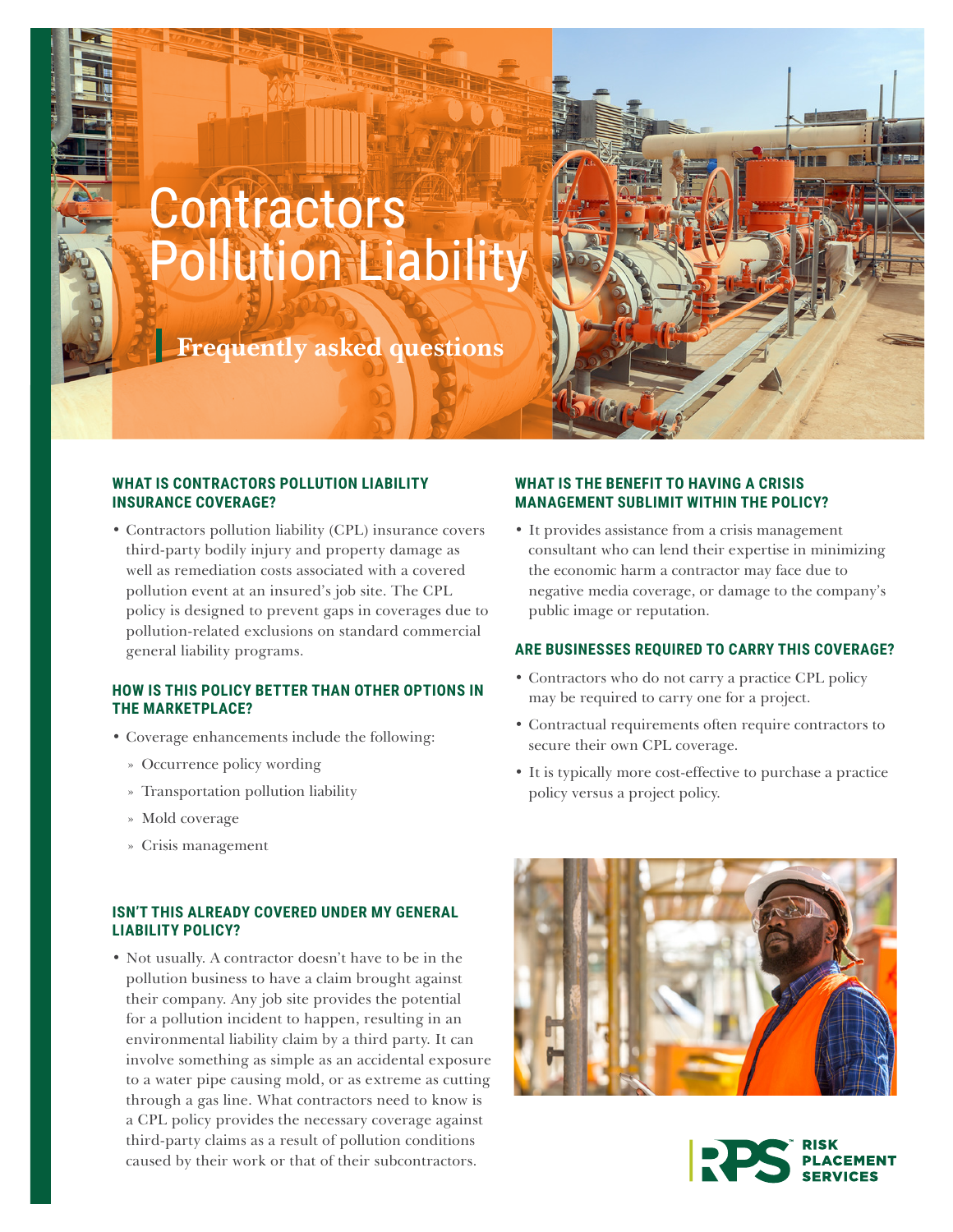# Contractors Pollution Liability

## Frequently asked questions

### WHAT IS CONTRACTORS POLLUTION LIABILITY INSURANCE COVERAGE?

- Contractors pollution liability (CPL) insurance covers third-party bodily injury and property damage as well as remediation costs associated with a covered pollution event at an insured's job site. The CPL policy is designed to prevent gaps in coverages due to pollution-related exclusions on standard commercial general liability programs.

### HOW IS THIS POLICY BETTER THAN OTHER OPTIONS IN THE MARKETPLACE?

- Coverage enhancements include the following:
  - Occurrence policy wording
  - Transportation pollution liability
  - Mold coverage
  - Crisis management

### ISN'T THIS ALREADY COVERED UNDER MY GENERAL LIABILITY POLICY?

- Not usually. A contractor doesn't have to be in the pollution business to have a claim brought against their company. Any job site provides the potential for a pollution incident to happen, resulting in an environmental liability claim by a third party. It can involve something as simple as an accidental exposure to a water pipe causing mold, or as extreme as cutting through a gas line. What contractors need to know is a CPL policy provides the necessary coverage against third-party claims as a result of pollution conditions caused by their work or that of their subcontractors.

### WHAT IS THE BENEFIT TO HAVING A CRISIS MANAGEMENT SUBLIMIT WITHIN THE POLICY?

- It provides assistance from a crisis management consultant who can lend their expertise in minimizing the economic harm a contractor may face due to negative media coverage, or damage to the company's public image or reputation.

### ARE BUSINESSES REQUIRED TO CARRY THIS COVERAGE?

- Contractors who do not carry a practice CPL policy may be required to carry one for a project.
- Contractual requirements often require contractors to secure their own CPL coverage.
- It is typically more cost-effective to purchase a practice policy versus a project policy.

RPS RISK PLACEMENT SERVICES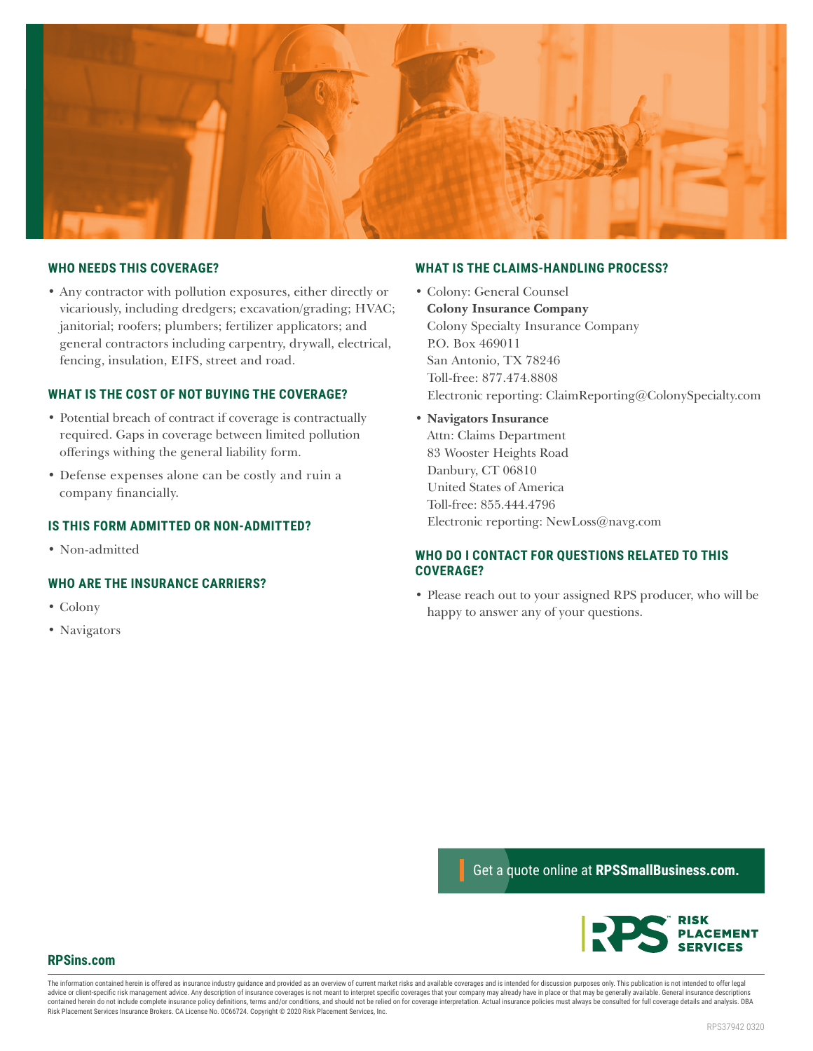## WHO NEEDS THIS COVERAGE?

- Any contractor with pollution exposures, either directly or vicariously, including dredgers; excavation/grading; HVAC; janitorial; roofers; plumbers; fertilizer applicators; and general contractors including carpentry, drywall, electrical, fencing, insulation, EIFS, street and road.

## WHAT IS THE COST OF NOT BUYING THE COVERAGE?

- Potential breach of contract if coverage is contractually required. Gaps in coverage between limited pollution offerings withing the general liability form.
- Defense expenses alone can be costly and ruin a company financially.

## IS THIS FORM ADMITTED OR NON-ADMITTED?

- Non-admitted

## WHO ARE THE INSURANCE CARRIERS?

- Colony
- Navigators

## WHAT IS THE CLAIMS-HANDLING PROCESS?

- Colony: General Counsel
  **Colony Insurance Company**
  Colony Specialty Insurance Company
  P.O. Box 469011
  San Antonio, TX 78246
  Toll-free: 877.474.8808
  Electronic reporting: ClaimReporting@ColonySpecialty.com
- **Navigators Insurance**
  Attn: Claims Department
  83 Wooster Heights Road
  Danbury, CT 06810
  United States of America
  Toll-free: 855.444.4796
  Electronic reporting: NewLoss@navg.com

## WHO DO I CONTACT FOR QUESTIONS RELATED TO THIS COVERAGE?

- Please reach out to your assigned RPS producer, who will be happy to answer any of your questions.

Get a quote online at **RPSSmallBusiness.com.**

RPS™ RISK PLACEMENT SERVICES

**RPSins.com**

The information contained herein is offered as insurance industry guidance and provided as an overview of current market risks and available coverages and is intended for discussion purposes only. This publication is not intended to offer legal advice or client-specific risk management advice. Any description of insurance coverages is not meant to interpret specific coverages that your company may already have in place or that may be generally available. General insurance descriptions contained herein do not include complete insurance policy definitions, terms and/or conditions, and should not be relied on for coverage interpretation. Actual insurance policies must always be consulted for full coverage details and analysis. DBA Risk Placement Services Insurance Brokers. CA License No. 0C66724. Copyright © 2020 Risk Placement Services, Inc.

RPS37942 0320